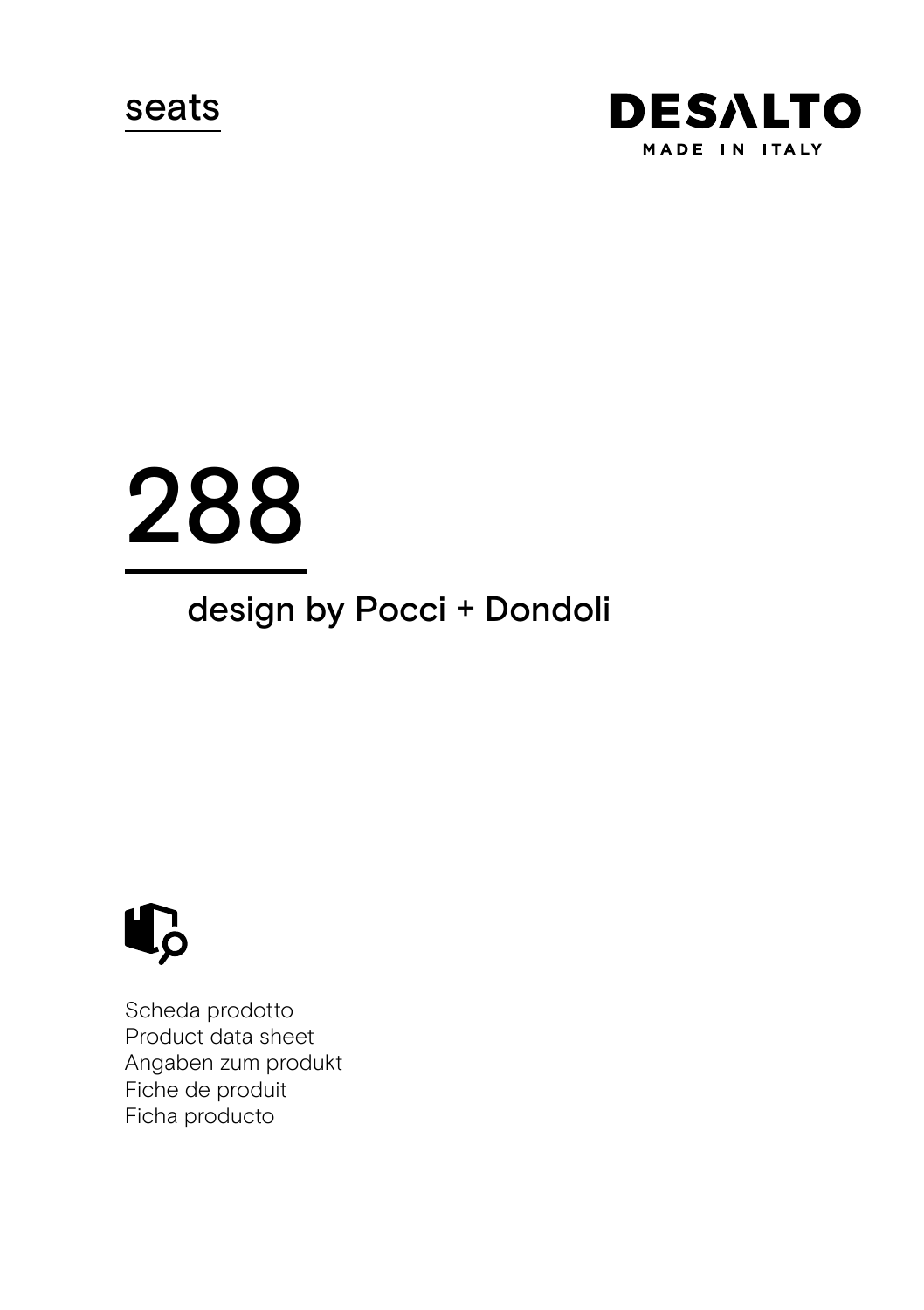seats

**DESALTO**
MADE IN ITALY

# 288

## design by Pocci + Dondoli

Scheda prodotto
Product data sheet
Angaben zum produkt
Fiche de produit
Ficha producto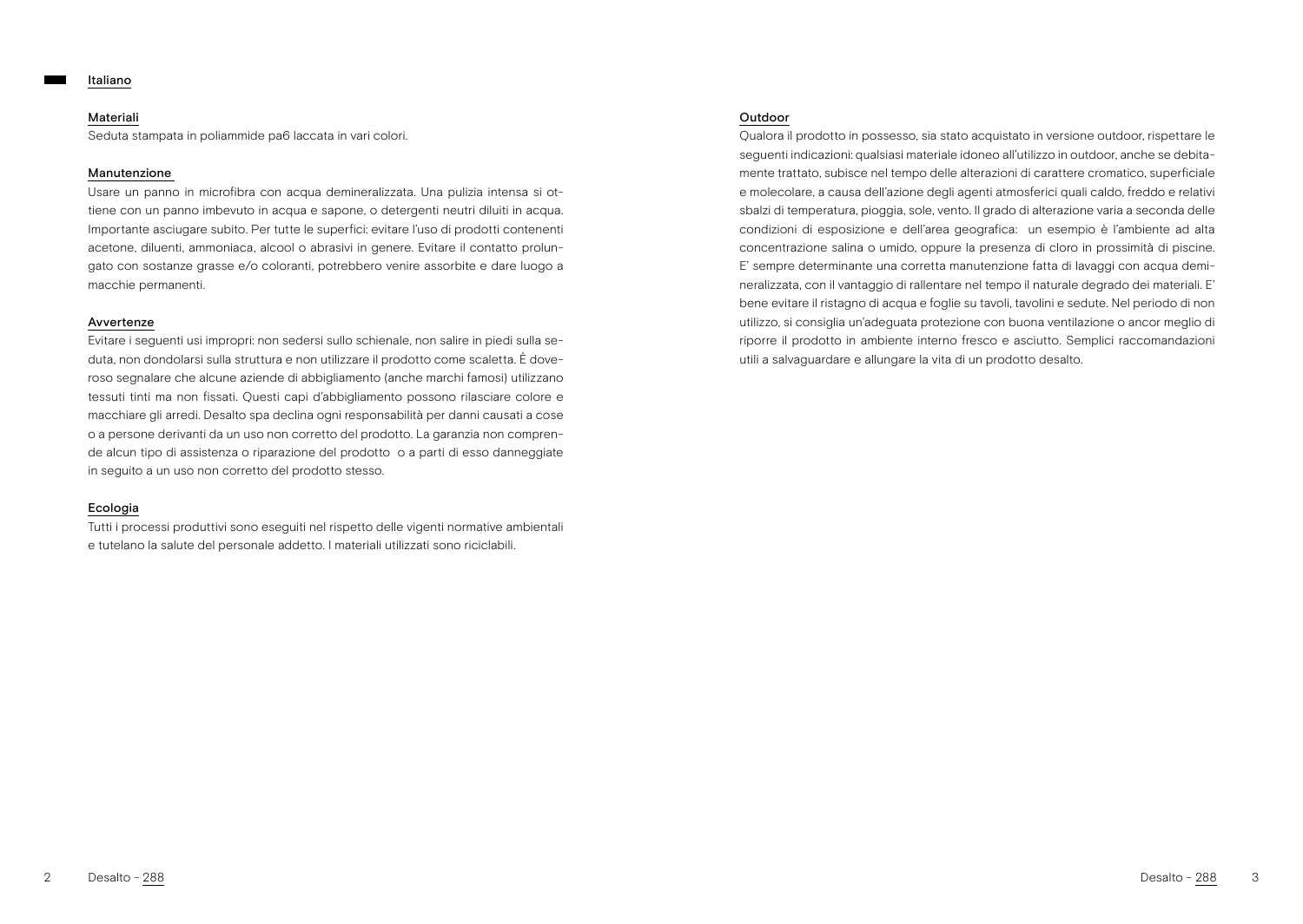## Italiano

### Materiali

Seduta stampata in poliammide pa6 laccata in vari colori.

### Manutenzione

Usare un panno in microfibra con acqua demineralizzata. Una pulizia intensa si ottiene con un panno imbevuto in acqua e sapone, o detergenti neutri diluiti in acqua. Importante asciugare subito. Per tutte le superfici: evitare l'uso di prodotti contenenti acetone, diluenti, ammoniaca, alcool o abrasivi in genere. Evitare il contatto prolungato con sostanze grasse e/o coloranti, potrebbero venire assorbite e dare luogo a macchie permanenti.

### Avvertenze

Evitare i seguenti usi impropri: non sedersi sullo schienale, non salire in piedi sulla seduta, non dondolarsi sulla struttura e non utilizzare il prodotto come scaletta. È doveroso segnalare che alcune aziende di abbigliamento (anche marchi famosi) utilizzano tessuti tinti ma non fissati. Questi capi d'abbigliamento possono rilasciare colore e macchiare gli arredi. Desalto spa declina ogni responsabilità per danni causati a cose o a persone derivanti da un uso non corretto del prodotto. La garanzia non comprende alcun tipo di assistenza o riparazione del prodotto o a parti di esso danneggiate in seguito a un uso non corretto del prodotto stesso.

### Ecologia

Tutti i processi produttivi sono eseguiti nel rispetto delle vigenti normative ambientali e tutelano la salute del personale addetto. I materiali utilizzati sono riciclabili.

### Outdoor

Qualora il prodotto in possesso, sia stato acquistato in versione outdoor, rispettare le seguenti indicazioni: qualsiasi materiale idoneo all'utilizzo in outdoor, anche se debitamente trattato, subisce nel tempo delle alterazioni di carattere cromatico, superficiale e molecolare, a causa dell'azione degli agenti atmosferici quali caldo, freddo e relativi sbalzi di temperatura, pioggia, sole, vento. Il grado di alterazione varia a seconda delle condizioni di esposizione e dell'area geografica: un esempio è l'ambiente ad alta concentrazione salina o umido, oppure la presenza di cloro in prossimità di piscine. E' sempre determinante una corretta manutenzione fatta di lavaggi con acqua demineralizzata, con il vantaggio di rallentare nel tempo il naturale degrado dei materiali. E' bene evitare il ristagno di acqua e foglie su tavoli, tavolini e sedute. Nel periodo di non utilizzo, si consiglia un'adeguata protezione con buona ventilazione o ancor meglio di riporre il prodotto in ambiente interno fresco e asciutto. Semplici raccomandazioni utili a salvaguardare e allungare la vita di un prodotto desalto.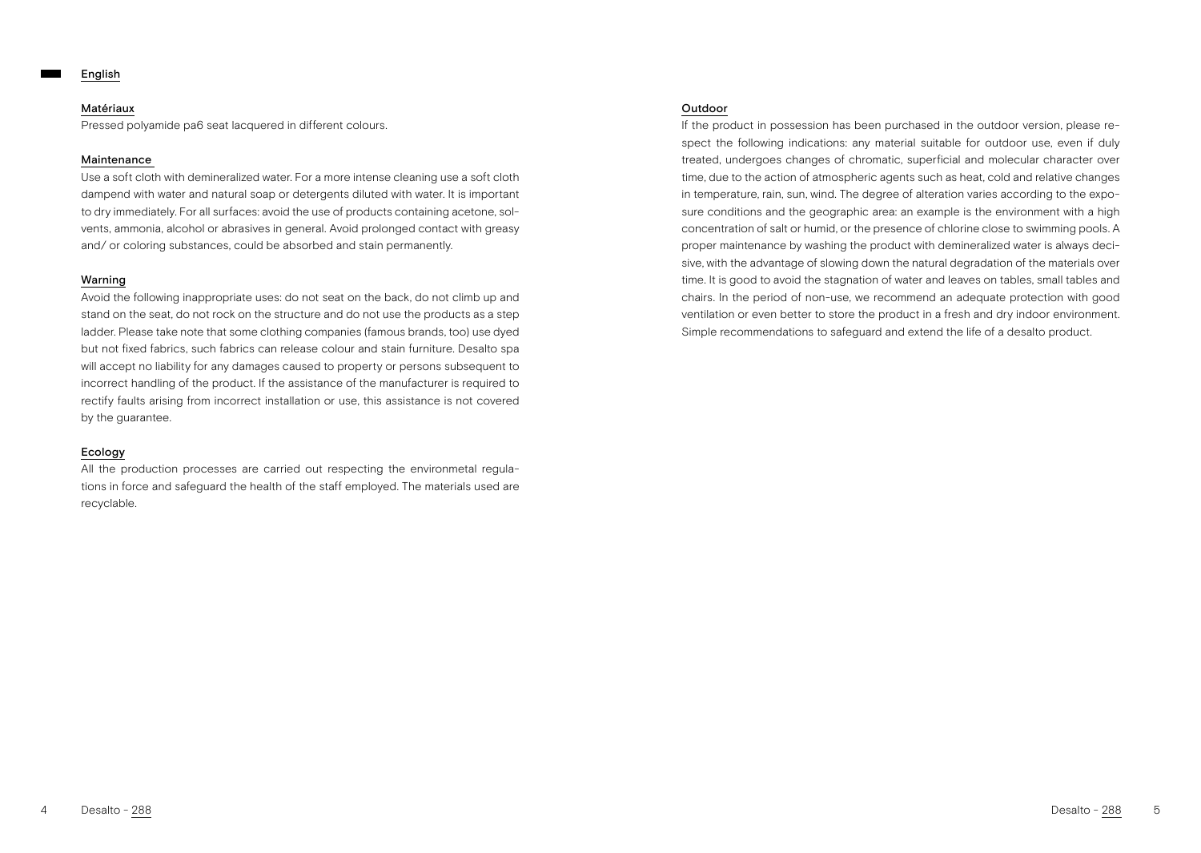## English

### Matériaux

Pressed polyamide pa6 seat lacquered in different colours.

### Maintenance

Use a soft cloth with demineralized water. For a more intense cleaning use a soft cloth dampend with water and natural soap or detergents diluted with water. It is important to dry immediately. For all surfaces: avoid the use of products containing acetone, solvents, ammonia, alcohol or abrasives in general. Avoid prolonged contact with greasy and/ or coloring substances, could be absorbed and stain permanently.

### Warning

Avoid the following inappropriate uses: do not seat on the back, do not climb up and stand on the seat, do not rock on the structure and do not use the products as a step ladder. Please take note that some clothing companies (famous brands, too) use dyed but not fixed fabrics, such fabrics can release colour and stain furniture. Desalto spa will accept no liability for any damages caused to property or persons subsequent to incorrect handling of the product. If the assistance of the manufacturer is required to rectify faults arising from incorrect installation or use, this assistance is not covered by the guarantee.

### Ecology

All the production processes are carried out respecting the environmetal regulations in force and safeguard the health of the staff employed. The materials used are recyclable.

### Outdoor

If the product in possession has been purchased in the outdoor version, please respect the following indications: any material suitable for outdoor use, even if duly treated, undergoes changes of chromatic, superficial and molecular character over time, due to the action of atmospheric agents such as heat, cold and relative changes in temperature, rain, sun, wind. The degree of alteration varies according to the exposure conditions and the geographic area: an example is the environment with a high concentration of salt or humid, or the presence of chlorine close to swimming pools. A proper maintenance by washing the product with demineralized water is always decisive, with the advantage of slowing down the natural degradation of the materials over time. It is good to avoid the stagnation of water and leaves on tables, small tables and chairs. In the period of non-use, we recommend an adequate protection with good ventilation or even better to store the product in a fresh and dry indoor environment. Simple recommendations to safeguard and extend the life of a desalto product.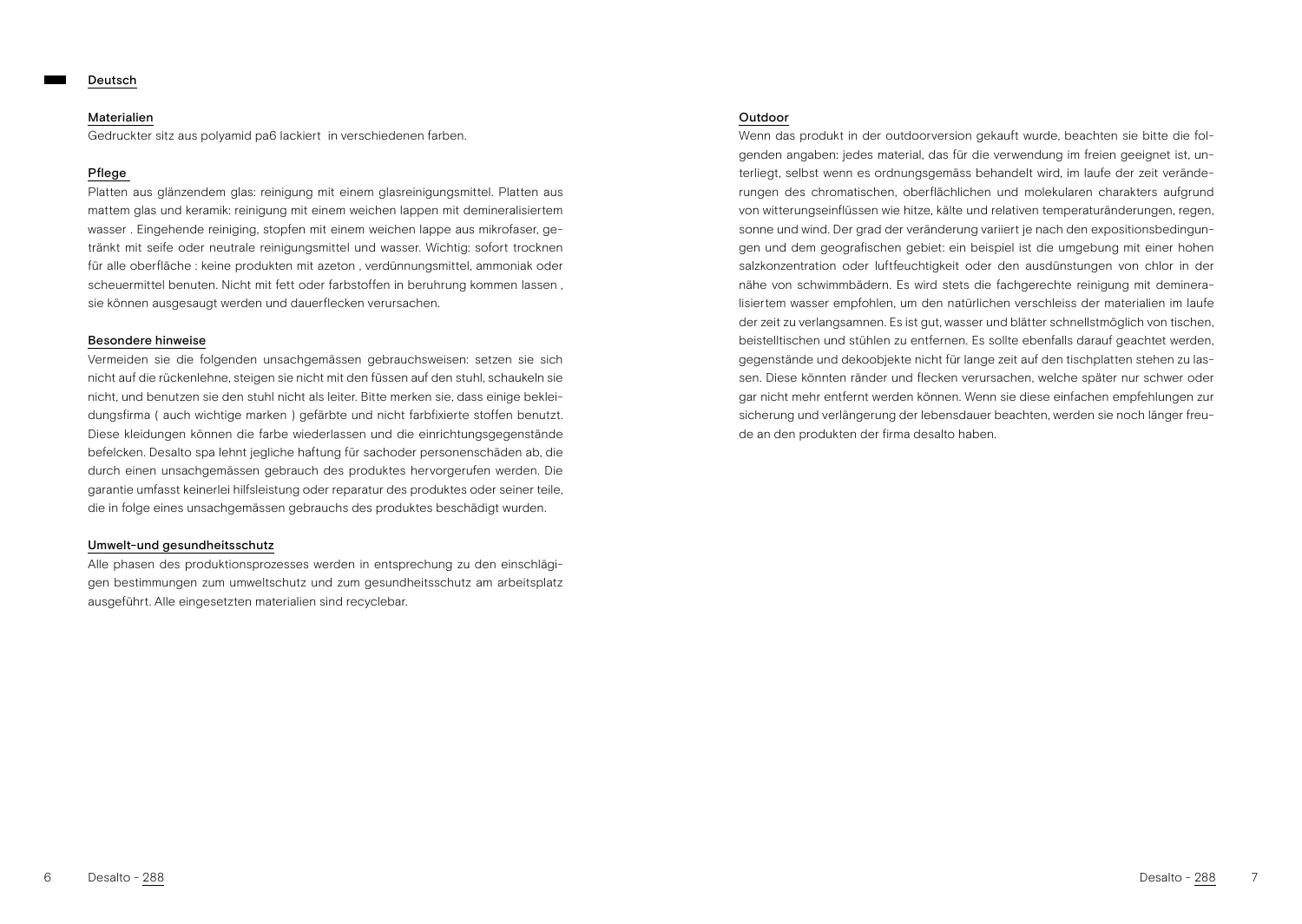# Deutsch

## Materialien

Gedruckter sitz aus polyamid pa6 lackiert in verschiedenen farben.

## Pflege

Platten aus glänzendem glas: reinigung mit einem glasreinigungsmittel. Platten aus mattem glas und keramik: reinigung mit einem weichen lappen mit demineralisiertem wasser . Eingehende reiniging, stopfen mit einem weichen lappe aus mikrofaser, getränkt mit seife oder neutrale reinigungsmittel und wasser. Wichtig: sofort trocknen für alle oberfläche : keine produkten mit azeton , verdünnungsmittel, ammoniak oder scheuermittel benuten. Nicht mit fett oder farbstoffen in beruhrung kommen lassen , sie können ausgesaugt werden und dauerflecken verursachen.

## Besondere hinweise

Vermeiden sie die folgenden unsachgemässen gebrauchsweisen: setzen sie sich nicht auf die rückenlehne, steigen sie nicht mit den füssen auf den stuhl, schaukeln sie nicht, und benutzen sie den stuhl nicht als leiter. Bitte merken sie, dass einige bekleidungsfirma ( auch wichtige marken ) gefärbte und nicht farbfixierte stoffen benutzt. Diese kleidungen können die farbe wiederlassen und die einrichtungsgegenstände befelcken. Desalto spa lehnt jegliche haftung für sachoder personenschäden ab, die durch einen unsachgemässen gebrauch des produktes hervorgerufen werden. Die garantie umfasst keinerlei hilfsleistung oder reparatur des produktes oder seiner teile, die in folge eines unsachgemässen gebrauchs des produktes beschädigt wurden.

## Umwelt-und gesundheitsschutz

Alle phasen des produktionsprozesses werden in entsprechung zu den einschlägigen bestimmungen zum umweltschutz und zum gesundheitsschutz am arbeitsplatz ausgeführt. Alle eingesetzten materialien sind recyclebar.

## Outdoor

Wenn das produkt in der outdoorversion gekauft wurde, beachten sie bitte die folgenden angaben: jedes material, das für die verwendung im freien geeignet ist, unterliegt, selbst wenn es ordnungsgemäss behandelt wird, im laufe der zeit veränderungen des chromatischen, oberflächlichen und molekularen charakters aufgrund von witterungseinflüssen wie hitze, kälte und relativen temperaturänderungen, regen, sonne und wind. Der grad der veränderung variiert je nach den expositionsbedingungen und dem geografischen gebiet: ein beispiel ist die umgebung mit einer hohen salzkonzentration oder luftfeuchtigkeit oder den ausdünstungen von chlor in der nähe von schwimmbädern. Es wird stets die fachgerechte reinigung mit demineralisiertem wasser empfohlen, um den natürlichen verschleiss der materialien im laufe der zeit zu verlangsamnen. Es ist gut, wasser und blätter schnellstmöglich von tischen, beistelltischen und stühlen zu entfernen. Es sollte ebenfalls darauf geachtet werden, gegenstände und dekoobjekte nicht für lange zeit auf den tischplatten stehen zu lassen. Diese könnten ränder und flecken verursachen, welche später nur schwer oder gar nicht mehr entfernt werden können. Wenn sie diese einfachen empfehlungen zur sicherung und verlängerung der lebensdauer beachten, werden sie noch länger freude an den produkten der firma desalto haben.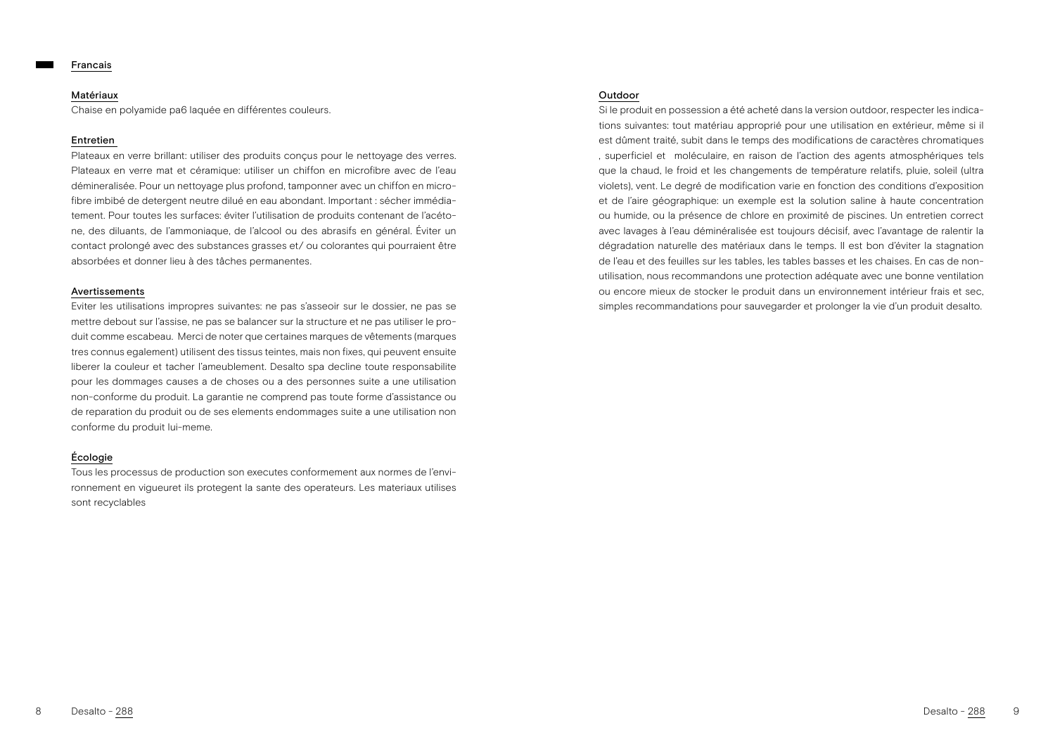## Francais

### Matériaux

Chaise en polyamide pa6 laquée en différentes couleurs.

### Entretien

Plateaux en verre brillant: utiliser des produits conçus pour le nettoyage des verres. Plateaux en verre mat et céramique: utiliser un chiffon en microfibre avec de l'eau démineralisée. Pour un nettoyage plus profond, tamponner avec un chiffon en microfibre imbibé de detergent neutre dilué en eau abondant. Important : sécher immédiatement. Pour toutes les surfaces: éviter l'utilisation de produits contenant de l'acétone, des diluants, de l'ammoniaque, de l'alcool ou des abrasifs en général. Éviter un contact prolongé avec des substances grasses et/ ou colorantes qui pourraient être absorbées et donner lieu à des tâches permanentes.

### Avertissements

Eviter les utilisations impropres suivantes: ne pas s'asseoir sur le dossier, ne pas se mettre debout sur l'assise, ne pas se balancer sur la structure et ne pas utiliser le produit comme escabeau. Merci de noter que certaines marques de vêtements (marques tres connus egalement) utilisent des tissus teintes, mais non fixes, qui peuvent ensuite liberer la couleur et tacher l'ameublement. Desalto spa decline toute responsabilite pour les dommages causes a de choses ou a des personnes suite a une utilisation non-conforme du produit. La garantie ne comprend pas toute forme d'assistance ou de reparation du produit ou de ses elements endommages suite a une utilisation non conforme du produit lui-meme.

### Écologie

Tous les processus de production son executes conformement aux normes de l'environnement en vigueuret ils protegent la sante des operateurs. Les materiaux utilises sont recyclables

### Outdoor

Si le produit en possession a été acheté dans la version outdoor, respecter les indications suivantes: tout matériau approprié pour une utilisation en extérieur, même si il est dûment traité, subit dans le temps des modifications de caractères chromatiques , superficiel et moléculaire, en raison de l'action des agents atmosphériques tels que la chaud, le froid et les changements de température relatifs, pluie, soleil (ultra violets), vent. Le degré de modification varie en fonction des conditions d'exposition et de l'aire géographique: un exemple est la solution saline à haute concentration ou humide, ou la présence de chlore en proximité de piscines. Un entretien correct avec lavages à l'eau déminéralisée est toujours décisif, avec l'avantage de ralentir la dégradation naturelle des matériaux dans le temps. Il est bon d'éviter la stagnation de l'eau et des feuilles sur les tables, les tables basses et les chaises. En cas de non-utilisation, nous recommandons une protection adéquate avec une bonne ventilation ou encore mieux de stocker le produit dans un environnement intérieur frais et sec, simples recommandations pour sauvegarder et prolonger la vie d'un produit desalto.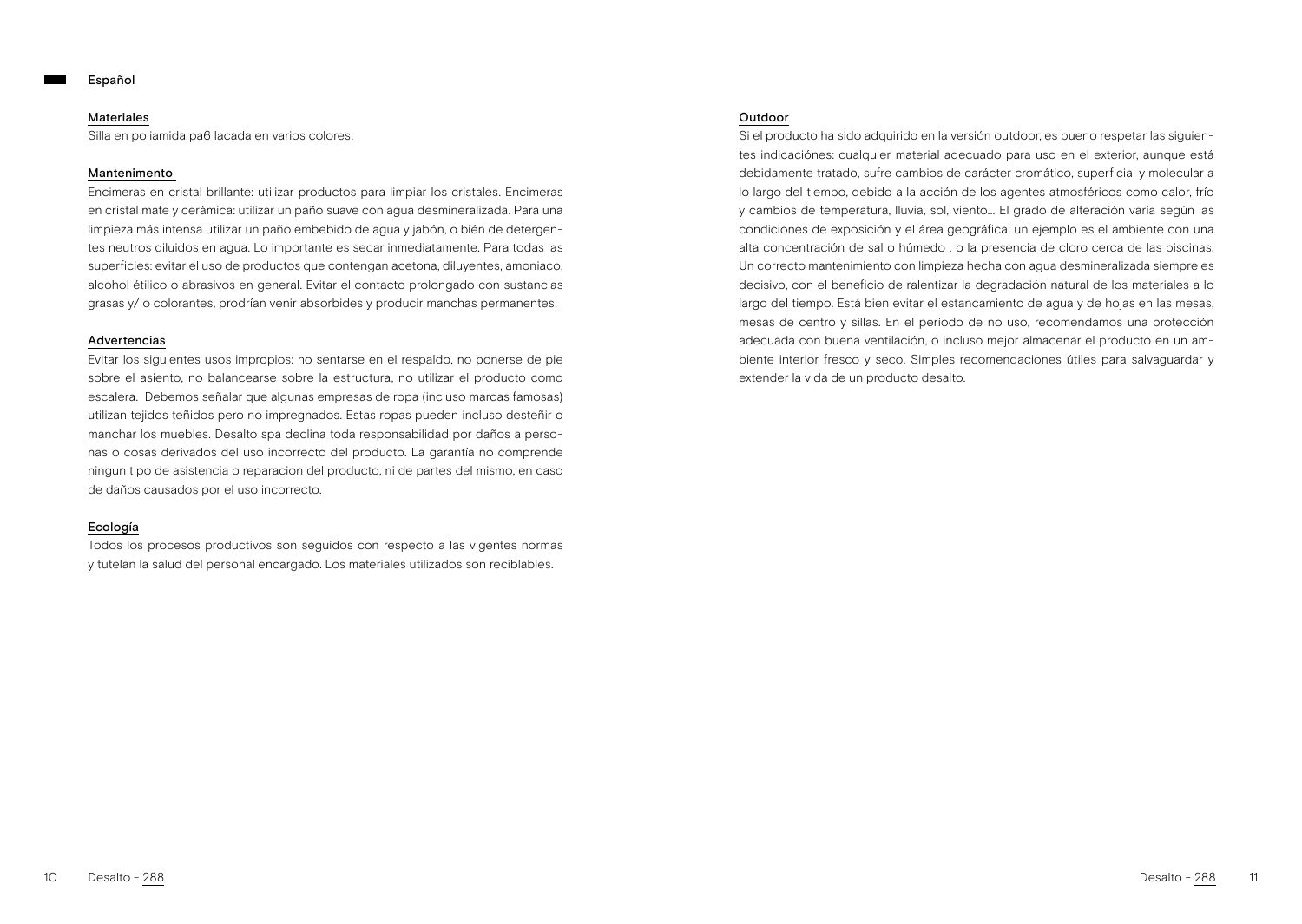## Español

### Materiales

Silla en poliamida pa6 lacada en varios colores.

### Mantenimento

Encimeras en cristal brillante: utilizar productos para limpiar los cristales. Encimeras en cristal mate y cerámica: utilizar un paño suave con agua desmineralizada. Para una limpieza más intensa utilizar un paño embebido de agua y jabón, o bién de detergentes neutros diluidos en agua. Lo importante es secar inmediatamente. Para todas las superficies: evitar el uso de productos que contengan acetona, diluyentes, amoniaco, alcohol étilico o abrasivos en general. Evitar el contacto prolongado con sustancias grasas y/ o colorantes, prodrían venir absorbides y producir manchas permanentes.

### Advertencias

Evitar los siguientes usos impropios: no sentarse en el respaldo, no ponerse de pie sobre el asiento, no balancearse sobre la estructura, no utilizar el producto como escalera. Debemos señalar que algunas empresas de ropa (incluso marcas famosas) utilizan tejidos teñidos pero no impregnados. Estas ropas pueden incluso desteñir o manchar los muebles. Desalto spa declina toda responsabilidad por daños a personas o cosas derivados del uso incorrecto del producto. La garantía no comprende ningun tipo de asistencia o reparacion del producto, ni de partes del mismo, en caso de daños causados por el uso incorrecto.

### Ecología

Todos los procesos productivos son seguidos con respecto a las vigentes normas y tutelan la salud del personal encargado. Los materiales utilizados son reciblables.

### Outdoor

Si el producto ha sido adquirido en la versión outdoor, es bueno respetar las siguientes indicaciónes: cualquier material adecuado para uso en el exterior, aunque está debidamente tratado, sufre cambios de carácter cromático, superficial y molecular a lo largo del tiempo, debido a la acción de los agentes atmosféricos como calor, frío y cambios de temperatura, lluvia, sol, viento... El grado de alteración varía según las condiciones de exposición y el área geográfica: un ejemplo es el ambiente con una alta concentración de sal o húmedo , o la presencia de cloro cerca de las piscinas. Un correcto mantenimiento con limpieza hecha con agua desmineralizada siempre es decisivo, con el beneficio de ralentizar la degradación natural de los materiales a lo largo del tiempo. Está bien evitar el estancamiento de agua y de hojas en las mesas, mesas de centro y sillas. En el período de no uso, recomendamos una protección adecuada con buena ventilación, o incluso mejor almacenar el producto en un ambiente interior fresco y seco. Simples recomendaciones útiles para salvaguardar y extender la vida de un producto desalto.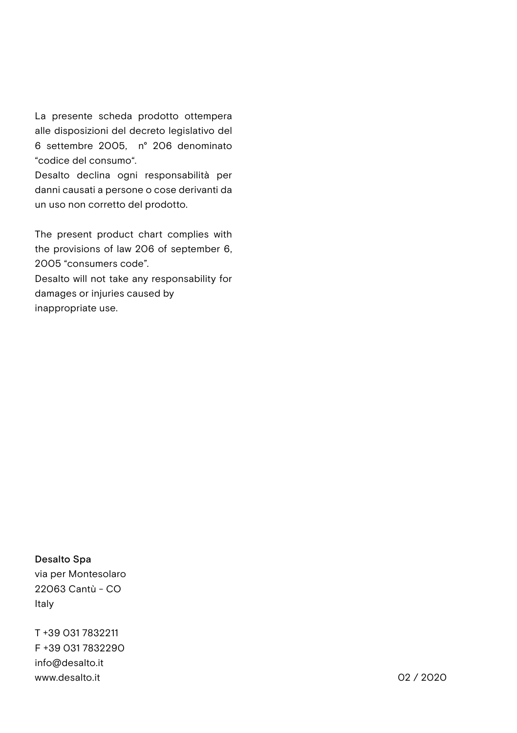La presente scheda prodotto ottempera alle disposizioni del decreto legislativo del 6 settembre 2005, n° 206 denominato “codice del consumo“.
Desalto declina ogni responsabilità per danni causati a persone o cose derivanti da un uso non corretto del prodotto.

The present product chart complies with the provisions of law 206 of september 6, 2005 “consumers code”.
Desalto will not take any responsability for damages or injuries caused by inappropriate use.

**Desalto Spa**
via per Montesolaro
22063 Cantù - CO
Italy

T +39 031 7832211
F +39 031 7832290
info@desalto.it
www.desalto.it

02 / 2020